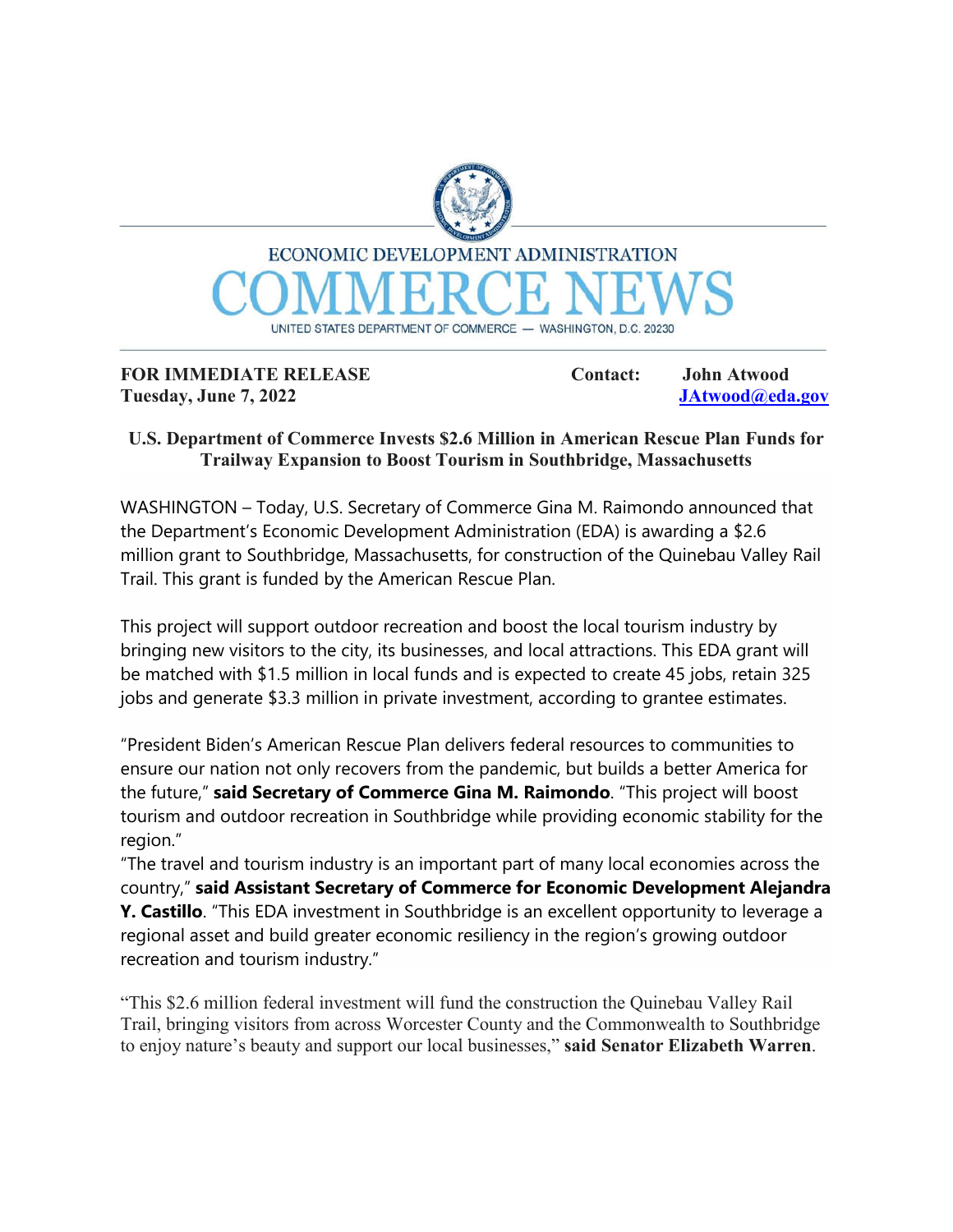ECONOMIC DEVELOPMENT ADMINISTRATION

# COMMERCE NEWS

UNITED STATES DEPARTMENT OF COMMERCE — WASHINGTON, D.C. 20230

**FOR IMMEDIATE RELEASE**
**Tuesday, June 7, 2022**

**Contact: John Atwood**
**JAtwood@eda.gov**

## U.S. Department of Commerce Invests $2.6 Million in American Rescue Plan Funds for Trailway Expansion to Boost Tourism in Southbridge, Massachusetts

WASHINGTON – Today, U.S. Secretary of Commerce Gina M. Raimondo announced that the Department's Economic Development Administration (EDA) is awarding a $2.6 million grant to Southbridge, Massachusetts, for construction of the Quinebau Valley Rail Trail. This grant is funded by the American Rescue Plan.

This project will support outdoor recreation and boost the local tourism industry by bringing new visitors to the city, its businesses, and local attractions. This EDA grant will be matched with $1.5 million in local funds and is expected to create 45 jobs, retain 325 jobs and generate $3.3 million in private investment, according to grantee estimates.

"President Biden's American Rescue Plan delivers federal resources to communities to ensure our nation not only recovers from the pandemic, but builds a better America for the future," **said Secretary of Commerce Gina M. Raimondo**. "This project will boost tourism and outdoor recreation in Southbridge while providing economic stability for the region."

"The travel and tourism industry is an important part of many local economies across the country," **said Assistant Secretary of Commerce for Economic Development Alejandra Y. Castillo**. "This EDA investment in Southbridge is an excellent opportunity to leverage a regional asset and build greater economic resiliency in the region's growing outdoor recreation and tourism industry."

"This $2.6 million federal investment will fund the construction the Quinebau Valley Rail Trail, bringing visitors from across Worcester County and the Commonwealth to Southbridge to enjoy nature's beauty and support our local businesses," **said Senator Elizabeth Warren**.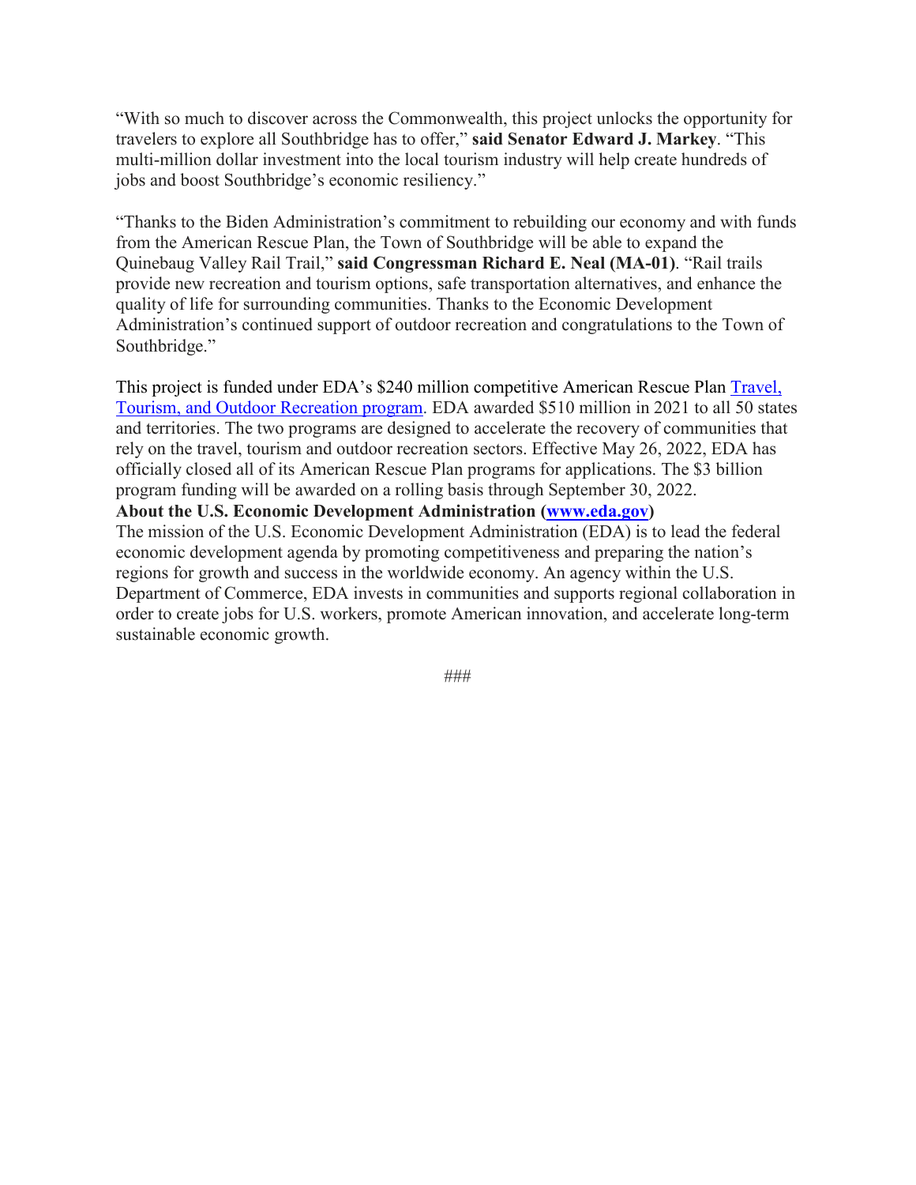"With so much to discover across the Commonwealth, this project unlocks the opportunity for travelers to explore all Southbridge has to offer," **said Senator Edward J. Markey**. "This multi-million dollar investment into the local tourism industry will help create hundreds of jobs and boost Southbridge's economic resiliency."

"Thanks to the Biden Administration's commitment to rebuilding our economy and with funds from the American Rescue Plan, the Town of Southbridge will be able to expand the Quinebaug Valley Rail Trail," **said Congressman Richard E. Neal (MA-01)**. "Rail trails provide new recreation and tourism options, safe transportation alternatives, and enhance the quality of life for surrounding communities. Thanks to the Economic Development Administration's continued support of outdoor recreation and congratulations to the Town of Southbridge."

This project is funded under EDA's $240 million competitive American Rescue Plan Travel, Tourism, and Outdoor Recreation program. EDA awarded $510 million in 2021 to all 50 states and territories. The two programs are designed to accelerate the recovery of communities that rely on the travel, tourism and outdoor recreation sectors. Effective May 26, 2022, EDA has officially closed all of its American Rescue Plan programs for applications. The $3 billion program funding will be awarded on a rolling basis through September 30, 2022.

**About the U.S. Economic Development Administration (www.eda.gov)**

The mission of the U.S. Economic Development Administration (EDA) is to lead the federal economic development agenda by promoting competitiveness and preparing the nation's regions for growth and success in the worldwide economy. An agency within the U.S. Department of Commerce, EDA invests in communities and supports regional collaboration in order to create jobs for U.S. workers, promote American innovation, and accelerate long-term sustainable economic growth.

###